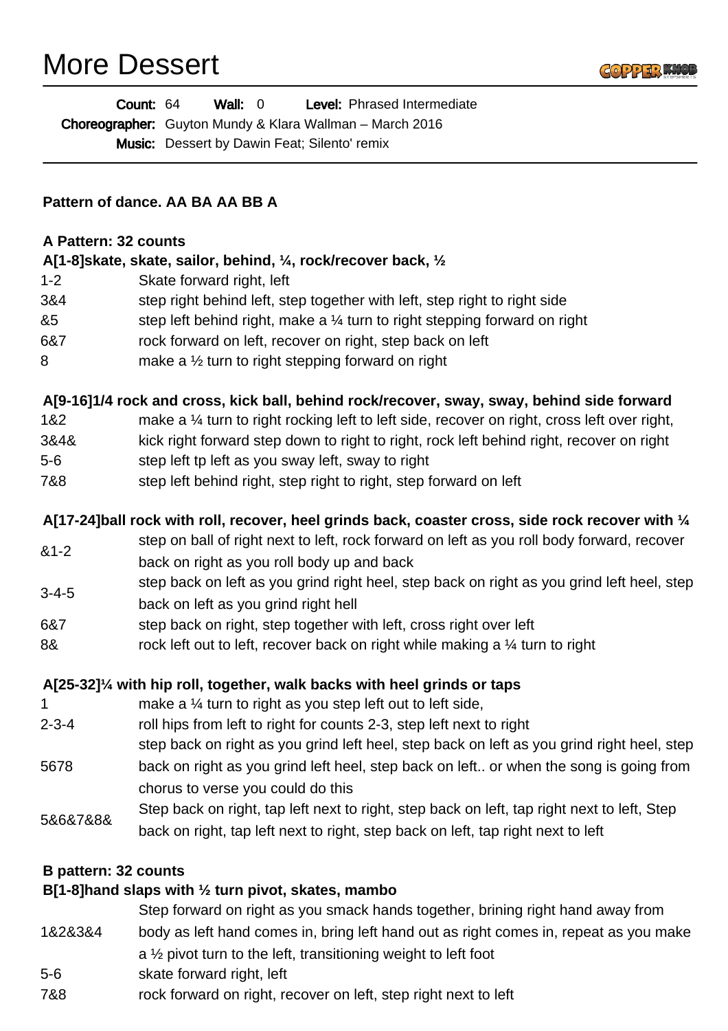# More Dessert

**Count:** 64 **Wall:** 0 **Level:** Phrased Intermediate

**Choreographer:** Guyton Mundy & Klara Wallman – March 2016

**Music:** Dessert by Dawin Feat; Silento' remix

---

**Pattern of dance. AA BA AA BB A**

**A Pattern: 32 counts**

**A[1-8]skate, skate, sailor, behind, ¼, rock/recover back, ½**

| | |
|---|---|
| 1-2 | Skate forward right, left |
| 3&4 | step right behind left, step together with left, step right to right side |
| &5 | step left behind right, make a ¼ turn to right stepping forward on right |
| 6&7 | rock forward on left, recover on right, step back on left |
| 8 | make a ½ turn to right stepping forward on right |

**A[9-16]1/4 rock and cross, kick ball, behind rock/recover, sway, sway, behind side forward**

| | |
|---|---|
| 1&2 | make a ¼ turn to right rocking left to left side, recover on right, cross left over right, |
| 3&4& | kick right forward step down to right to right, rock left behind right, recover on right |
| 5-6 | step left tp left as you sway left, sway to right |
| 7&8 | step left behind right, step right to right, step forward on left |

**A[17-24]ball rock with roll, recover, heel grinds back, coaster cross, side rock recover with ¼**

| | |
|---|---|
| &1-2 | step on ball of right next to left, rock forward on left as you roll body forward, recover back on right as you roll body up and back |
| 3-4-5 | step back on left as you grind right heel, step back on right as you grind left heel, step back on left as you grind right hell |
| 6&7 | step back on right, step together with left, cross right over left |
| 8& | rock left out to left, recover back on right while making a ¼ turn to right |

**A[25-32]¼ with hip roll, together, walk backs with heel grinds or taps**

| | |
|---|---|
| 1 | make a ¼ turn to right as you step left out to left side, |
| 2-3-4 | roll hips from left to right for counts 2-3, step left next to right |
| 5678 | step back on right as you grind left heel, step back on left as you grind right heel, step back on right as you grind left heel, step back on left.. or when the song is going from chorus to verse you could do this |
| 5&6&7&8& | Step back on right, tap left next to right, step back on left, tap right next to left, Step back on right, tap left next to right, step back on left, tap right next to left |

**B pattern: 32 counts**

**B[1-8]hand slaps with ½ turn pivot, skates, mambo**

| | |
|---|---|
| 1&2&3&4 | Step forward on right as you smack hands together, brining right hand away from body as left hand comes in, bring left hand out as right comes in, repeat as you make a ½ pivot turn to the left, transitioning weight to left foot |
| 5-6 | skate forward right, left |
| 7&8 | rock forward on right, recover on left, step right next to left |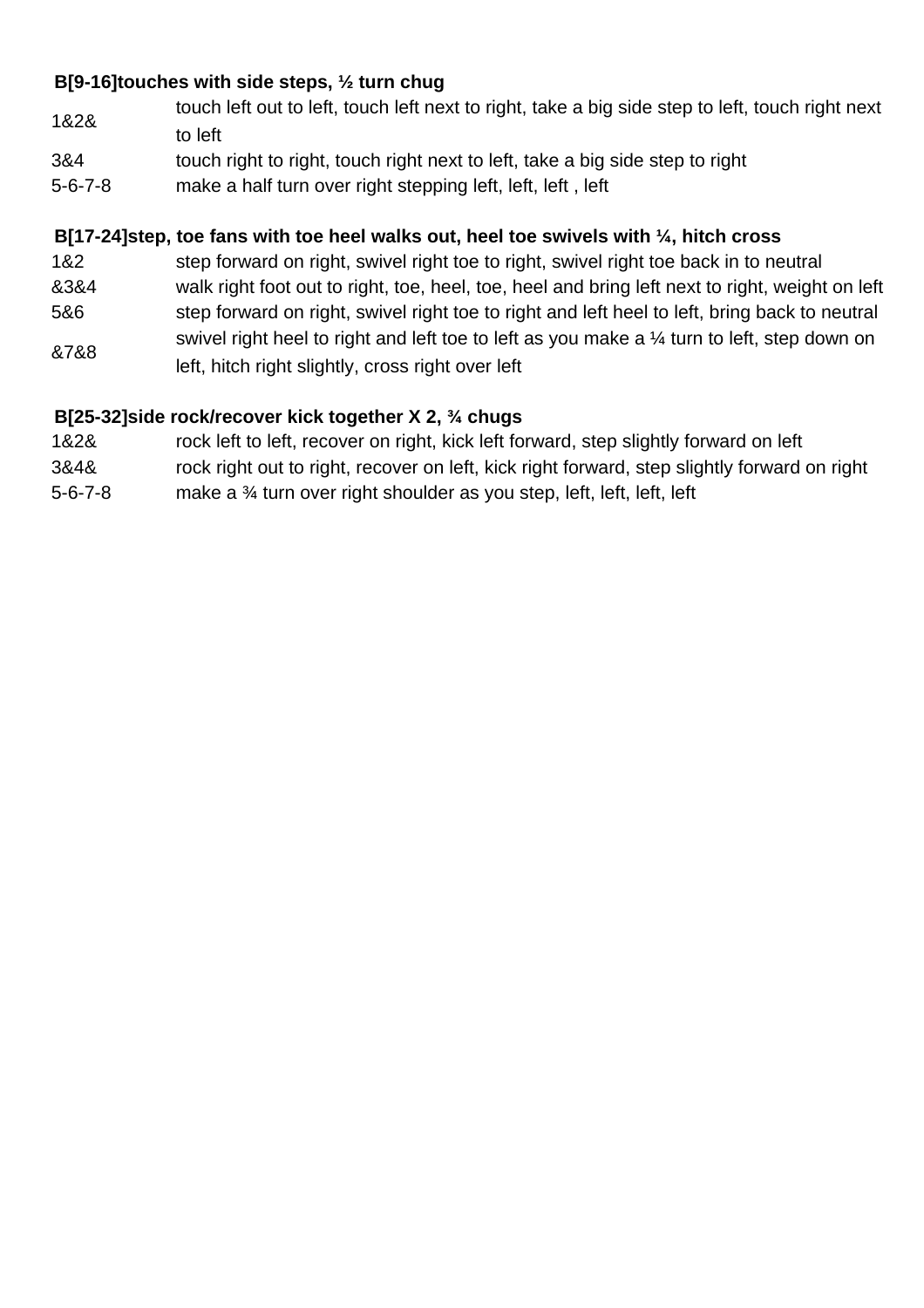**B[9-16]touches with side steps, ½ turn chug**

| | |
|---|---|
| 1&2& | touch left out to left, touch left next to right, take a big side step to left, touch right next to left |
| 3&4 | touch right to right, touch right next to left, take a big side step to right |
| 5-6-7-8 | make a half turn over right stepping left, left, left , left |

**B[17-24]step, toe fans with toe heel walks out, heel toe swivels with ¼, hitch cross**

| | |
|---|---|
| 1&2 | step forward on right, swivel right toe to right, swivel right toe back in to neutral |
| &3&4 | walk right foot out to right, toe, heel, toe, heel and bring left next to right, weight on left |
| 5&6 | step forward on right, swivel right toe to right and left heel to left, bring back to neutral |
| &7&8 | swivel right heel to right and left toe to left as you make a ¼ turn to left, step down on left, hitch right slightly, cross right over left |

**B[25-32]side rock/recover kick together X 2, ¾ chugs**

| | |
|---|---|
| 1&2& | rock left to left, recover on right, kick left forward, step slightly forward on left |
| 3&4& | rock right out to right, recover on left, kick right forward, step slightly forward on right |
| 5-6-7-8 | make a ¾ turn over right shoulder as you step, left, left, left, left |